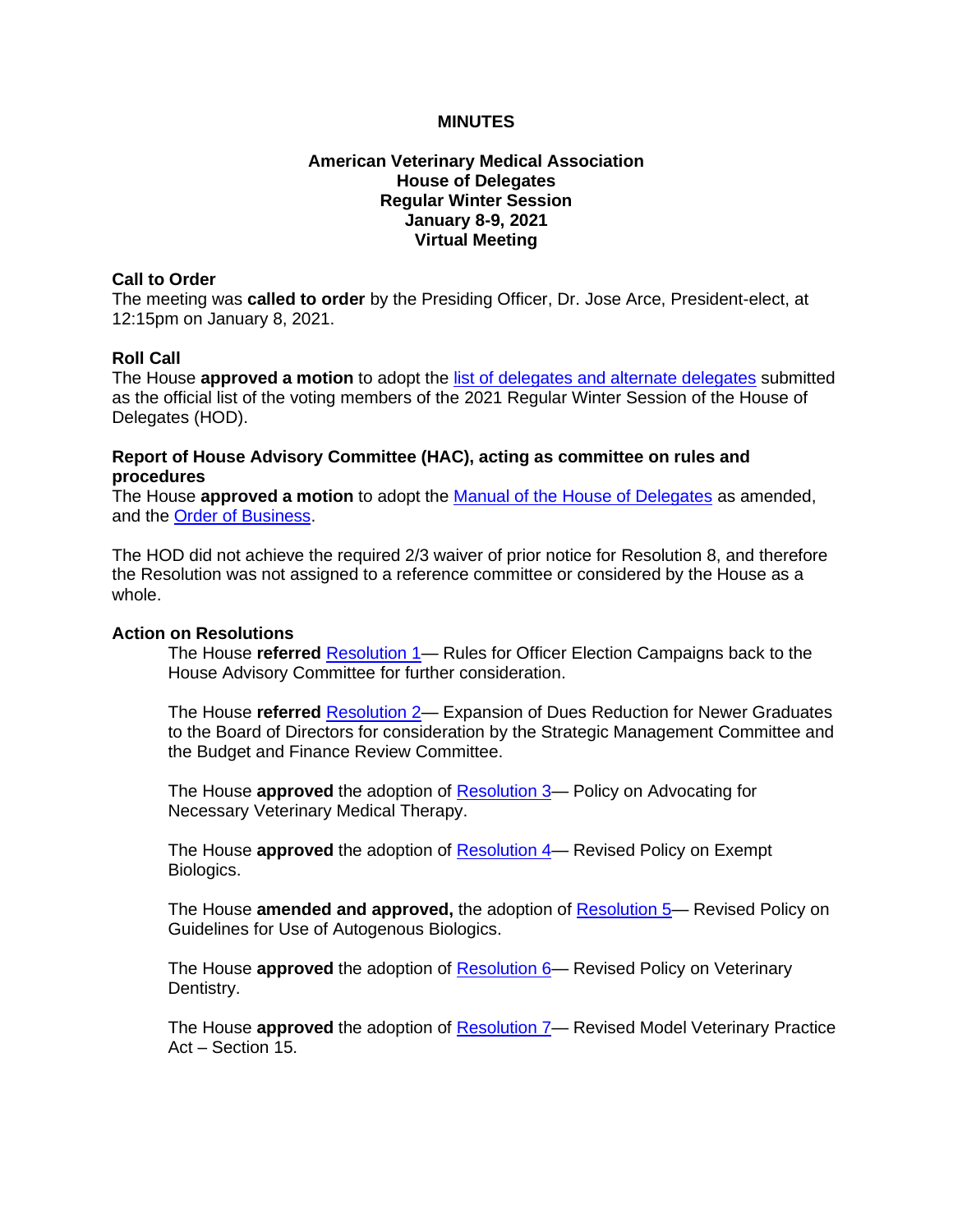**MINUTES**

**American Veterinary Medical Association**
**House of Delegates**
**Regular Winter Session**
**January 8-9, 2021**
**Virtual Meeting**

**Call to Order**
The meeting was **called to order** by the Presiding Officer, Dr. Jose Arce, President-elect, at 12:15pm on January 8, 2021.

**Roll Call**
The House **approved a motion** to adopt the list of delegates and alternate delegates submitted as the official list of the voting members of the 2021 Regular Winter Session of the House of Delegates (HOD).

**Report of House Advisory Committee (HAC), acting as committee on rules and procedures**
The House **approved a motion** to adopt the Manual of the House of Delegates as amended, and the Order of Business.

The HOD did not achieve the required 2/3 waiver of prior notice for Resolution 8, and therefore the Resolution was not assigned to a reference committee or considered by the House as a whole.

**Action on Resolutions**

The House **referred** Resolution 1— Rules for Officer Election Campaigns back to the House Advisory Committee for further consideration.

The House **referred** Resolution 2— Expansion of Dues Reduction for Newer Graduates to the Board of Directors for consideration by the Strategic Management Committee and the Budget and Finance Review Committee.

The House **approved** the adoption of Resolution 3— Policy on Advocating for Necessary Veterinary Medical Therapy.

The House **approved** the adoption of Resolution 4— Revised Policy on Exempt Biologics.

The House **amended and approved,** the adoption of Resolution 5— Revised Policy on Guidelines for Use of Autogenous Biologics.

The House **approved** the adoption of Resolution 6— Revised Policy on Veterinary Dentistry.

The House **approved** the adoption of Resolution 7— Revised Model Veterinary Practice Act – Section 15.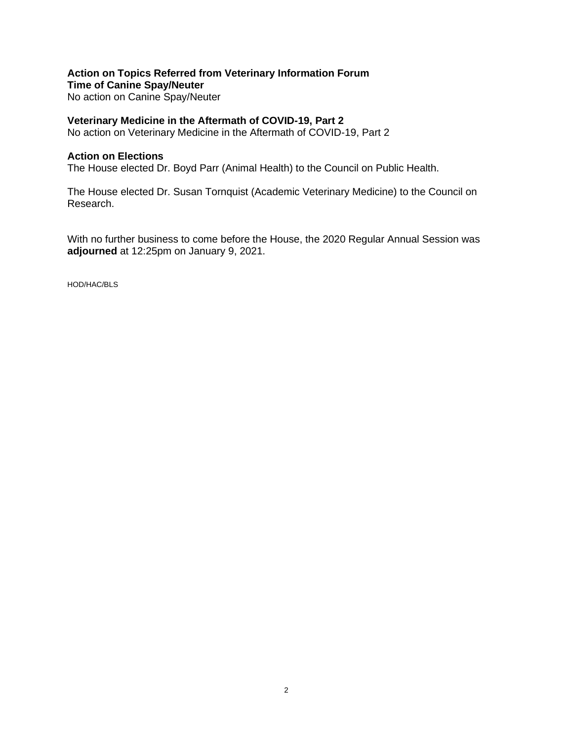**Action on Topics Referred from Veterinary Information Forum**
**Time of Canine Spay/Neuter**
No action on Canine Spay/Neuter

**Veterinary Medicine in the Aftermath of COVID-19, Part 2**
No action on Veterinary Medicine in the Aftermath of COVID-19, Part 2

**Action on Elections**
The House elected Dr. Boyd Parr (Animal Health) to the Council on Public Health.

The House elected Dr. Susan Tornquist (Academic Veterinary Medicine) to the Council on Research.

With no further business to come before the House, the 2020 Regular Annual Session was **adjourned** at 12:25pm on January 9, 2021.

HOD/HAC/BLS